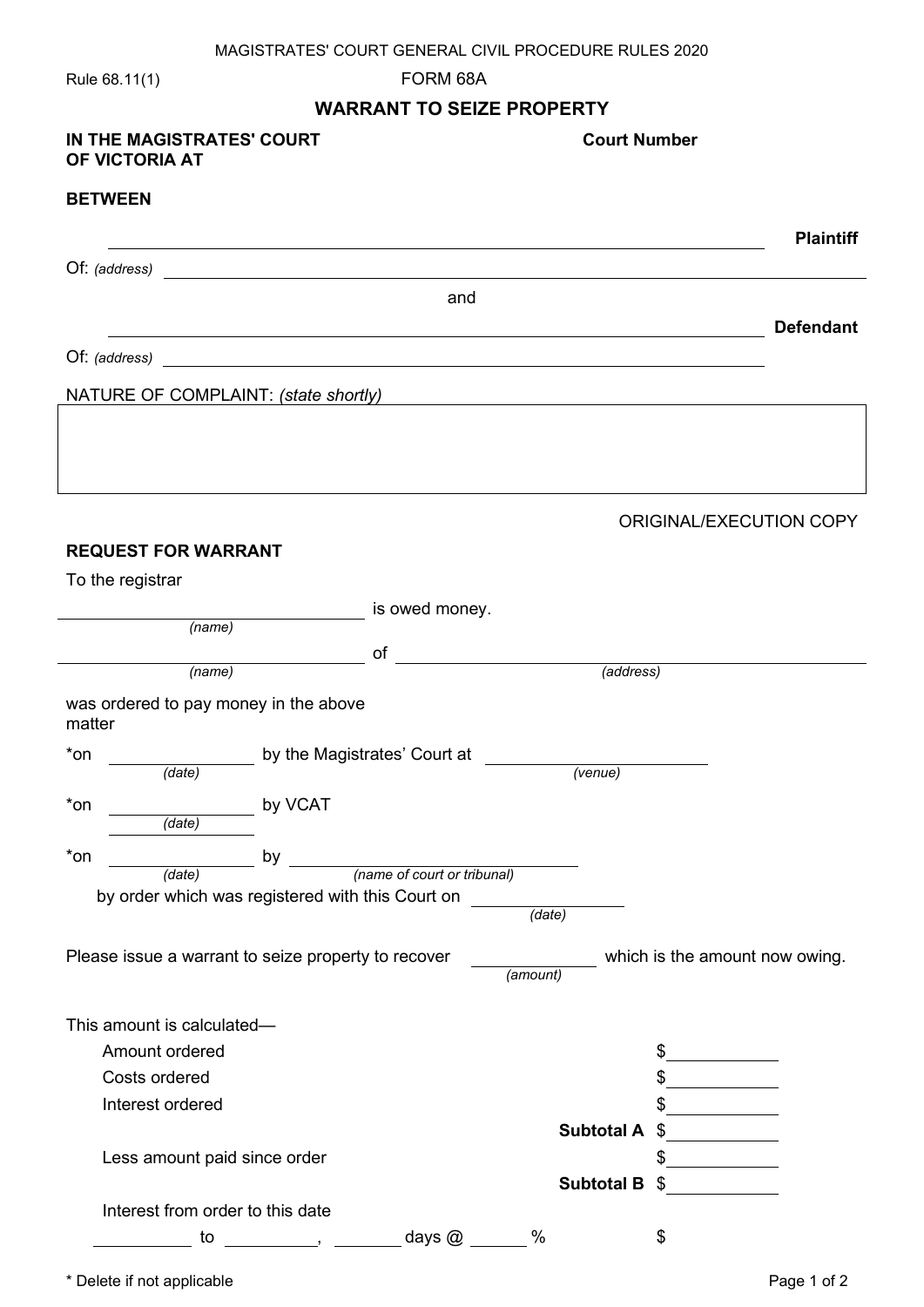MAGISTRATES' COURT GENERAL CIVIL PROCEDURE RULES 2020

Rule 68.11(1)

FORM 68A

## WARRANT TO SEIZE PROPERTY

**IN THE MAGISTRATES' COURT OF VICTORIA AT**

**Court Number**

**BETWEEN**

\_\_\_\_\_\_\_\_\_\_\_\_\_\_\_\_\_\_\_\_\_\_\_\_\_\_\_\_\_\_\_\_\_\_\_\_\_\_\_\_ **Plaintiff**

Of: *(address)* \_\_\_\_\_\_\_\_\_\_\_\_\_\_\_\_\_\_\_\_\_\_\_\_\_\_\_\_\_\_\_\_\_\_\_\_\_\_\_\_

and

\_\_\_\_\_\_\_\_\_\_\_\_\_\_\_\_\_\_\_\_\_\_\_\_\_\_\_\_\_\_\_\_\_\_\_\_\_\_\_\_ **Defendant**

Of: *(address)* \_\_\_\_\_\_\_\_\_\_\_\_\_\_\_\_\_\_\_\_\_\_\_\_\_\_\_\_\_\_\_\_\_\_\_\_\_\_\_\_

NATURE OF COMPLAINT: *(state shortly)*

|   |
|---|
|   |

ORIGINAL/EXECUTION COPY

**REQUEST FOR WARRANT**

To the registrar

\_\_\_\_\_\_\_\_\_\_\_\_\_\_\_\_\_\_\_\_ *(name)* is owed money.

\_\_\_\_\_\_\_\_\_\_\_\_\_\_\_\_\_\_\_\_ *(name)* of \_\_\_\_\_\_\_\_\_\_\_\_\_\_\_\_\_\_\_\_ *(address)*

was ordered to pay money in the above matter

*on \_\_\_\_\_\_\_\_\_\_ *(date)* by the Magistrates' Court at \_\_\_\_\_\_\_\_\_\_ *(venue)*

*on \_\_\_\_\_\_\_\_\_\_ *(date)* by VCAT

*on \_\_\_\_\_\_\_\_\_\_ *(date)* by \_\_\_\_\_\_\_\_\_\_\_\_\_\_\_\_\_\_\_\_ *(name of court or tribunal)*

by order which was registered with this Court on \_\_\_\_\_\_\_\_\_\_ *(date)*

Please issue a warrant to seize property to recover \_\_\_\_\_\_\_\_\_\_ *(amount)* which is the amount now owing.

This amount is calculated—

| | | |
|---|---|---|
| Amount ordered | | $\_\_\_\_\_\_\_\_\_\_ |
| Costs ordered | | $\_\_\_\_\_\_\_\_\_\_ |
| Interest ordered | | $\_\_\_\_\_\_\_\_\_\_ |
| | **Subtotal A** | $\_\_\_\_\_\_\_\_\_\_ |
| Less amount paid since order | | $\_\_\_\_\_\_\_\_\_\_ |
| | **Subtotal B** | $\_\_\_\_\_\_\_\_\_\_ |
| Interest from order to this date | | |
| \_\_\_\_\_\_\_\_ to \_\_\_\_\_\_\_\_, \_\_\_\_\_\_ days @ \_\_\_\_\_ % | | $ |

\* Delete if not applicable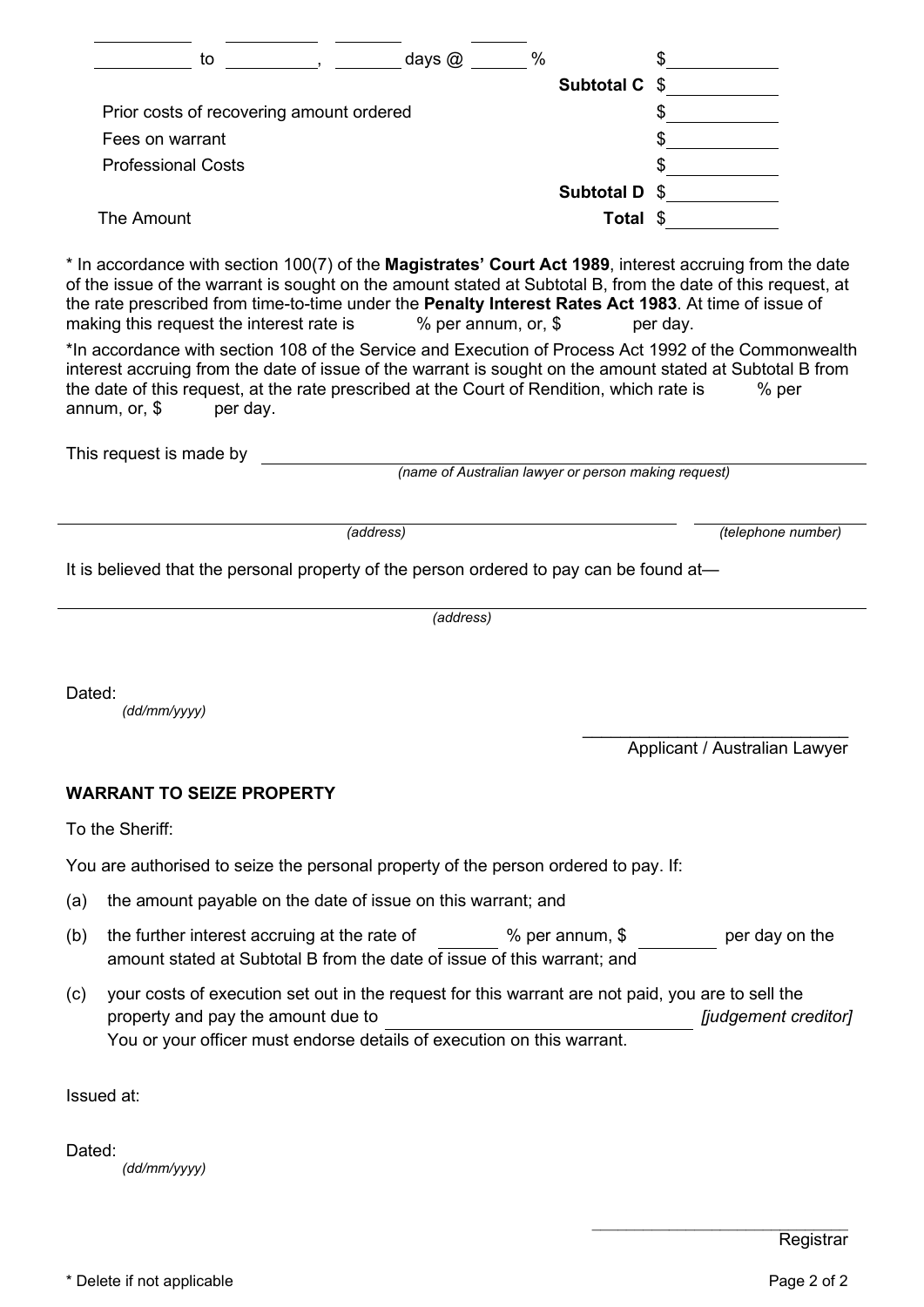| | | | | |
|---|---|---|---|---|
| ________ to ________, | ______ days @ ______ % | | $________ |
| | | **Subtotal C** | $________ |
| Prior costs of recovering amount ordered | | | $________ |
| Fees on warrant | | | $________ |
| Professional Costs | | | $________ |
| | | **Subtotal D** | $________ |
| The Amount | | **Total** | $________ |

* In accordance with section 100(7) of the **Magistrates' Court Act 1989**, interest accruing from the date of the issue of the warrant is sought on the amount stated at Subtotal B, from the date of this request, at the rate prescribed from time-to-time under the **Penalty Interest Rates Act 1983**. At time of issue of making this request the interest rate is % per annum, or, $ per day.

*In accordance with section 108 of the Service and Execution of Process Act 1992 of the Commonwealth interest accruing from the date of issue of the warrant is sought on the amount stated at Subtotal B from the date of this request, at the rate prescribed at the Court of Rendition, which rate is % per annum, or, $ per day.

This request is made by ______________________________
*(name of Australian lawyer or person making request)*

______________________________ ______________
*(address)* *(telephone number)*

It is believed that the personal property of the person ordered to pay can be found at—

______________________________
*(address)*

Dated:
*(dd/mm/yyyy)*

______________________________
Applicant / Australian Lawyer

**WARRANT TO SEIZE PROPERTY**

To the Sheriff:

You are authorised to seize the personal property of the person ordered to pay. If:

(a) the amount payable on the date of issue on this warrant; and

(b) the further interest accruing at the rate of ______ % per annum, $ ______ per day on the amount stated at Subtotal B from the date of issue of this warrant; and

(c) your costs of execution set out in the request for this warrant are not paid, you are to sell the property and pay the amount due to ______________________ *[judgement creditor]* You or your officer must endorse details of execution on this warrant.

Issued at:

Dated:
*(dd/mm/yyyy)*

______________________________
Registrar

\* Delete if not applicable